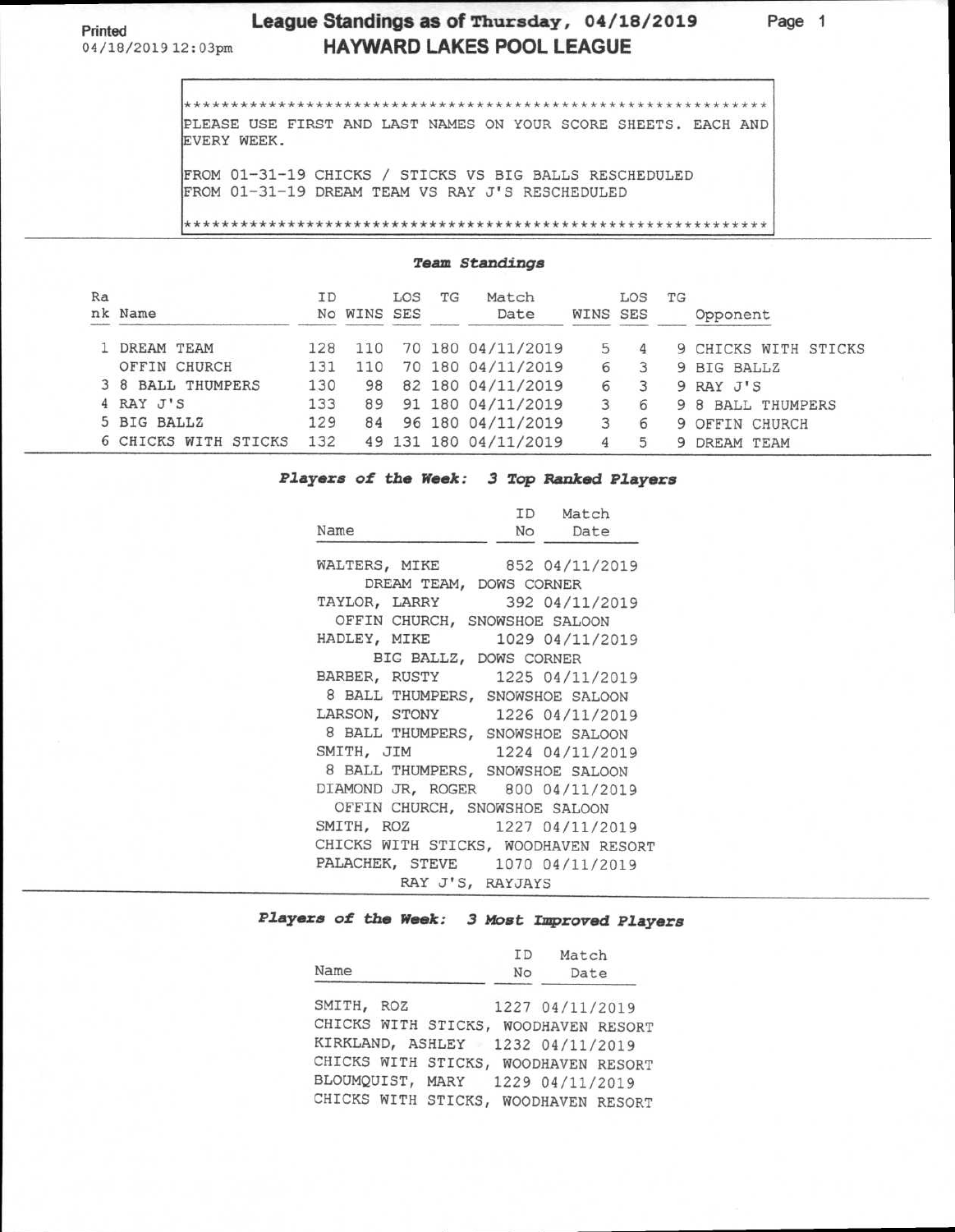Printed
04/18/2019 12:03pm

# League Standings as of Thursday, 04/18/2019
# HAYWARD LAKES POOL LEAGUE

************************************************************

PLEASE USE FIRST AND LAST NAMES ON YOUR SCORE SHEETS. EACH AND EVERY WEEK.

FROM 01-31-19 CHICKS / STICKS VS BIG BALLS RESCHEDULED
FROM 01-31-19 DREAM TEAM VS RAY J'S RESCHEDULED

************************************************************

## *Team Standings*

| Rank | Name | ID No | WINS | LOSSES | TG | Match Date | WINS | LOSSES | TG | Opponent |
|---|---|---|---|---|---|---|---|---|---|---|
| 1 | DREAM TEAM | 128 | 110 | 70 | 180 | 04/11/2019 | 5 | 4 | 9 | CHICKS WITH STICKS |
| | OFFIN CHURCH | 131 | 110 | 70 | 180 | 04/11/2019 | 6 | 3 | 9 | BIG BALLZ |
| 3 | 8 BALL THUMPERS | 130 | 98 | 82 | 180 | 04/11/2019 | 6 | 3 | 9 | RAY J'S |
| 4 | RAY J'S | 133 | 89 | 91 | 180 | 04/11/2019 | 3 | 6 | 9 | 8 BALL THUMPERS |
| 5 | BIG BALLZ | 129 | 84 | 96 | 180 | 04/11/2019 | 3 | 6 | 9 | OFFIN CHURCH |
| 6 | CHICKS WITH STICKS | 132 | 49 | 131 | 180 | 04/11/2019 | 4 | 5 | 9 | DREAM TEAM |

## *Players of the Week: 3 Top Ranked Players*

| Name | ID No | Match Date |
|---|---|---|
| WALTERS, MIKE<br>DREAM TEAM, DOWS CORNER | 852 | 04/11/2019 |
| TAYLOR, LARRY<br>OFFIN CHURCH, SNOWSHOE SALOON | 392 | 04/11/2019 |
| HADLEY, MIKE<br>BIG BALLZ, DOWS CORNER | 1029 | 04/11/2019 |
| BARBER, RUSTY<br>8 BALL THUMPERS, SNOWSHOE SALOON | 1225 | 04/11/2019 |
| LARSON, STONY<br>8 BALL THUMPERS, SNOWSHOE SALOON | 1226 | 04/11/2019 |
| SMITH, JIM<br>8 BALL THUMPERS, SNOWSHOE SALOON | 1224 | 04/11/2019 |
| DIAMOND JR, ROGER<br>OFFIN CHURCH, SNOWSHOE SALOON | 800 | 04/11/2019 |
| SMITH, ROZ<br>CHICKS WITH STICKS, WOODHAVEN RESORT | 1227 | 04/11/2019 |
| PALACHEK, STEVE<br>RAY J'S, RAYJAYS | 1070 | 04/11/2019 |

## *Players of the Week: 3 Most Improved Players*

| Name | ID No | Match Date |
|---|---|---|
| SMITH, ROZ<br>CHICKS WITH STICKS, WOODHAVEN RESORT | 1227 | 04/11/2019 |
| KIRKLAND, ASHLEY<br>CHICKS WITH STICKS, WOODHAVEN RESORT | 1232 | 04/11/2019 |
| BLOUMQUIST, MARY<br>CHICKS WITH STICKS, WOODHAVEN RESORT | 1229 | 04/11/2019 |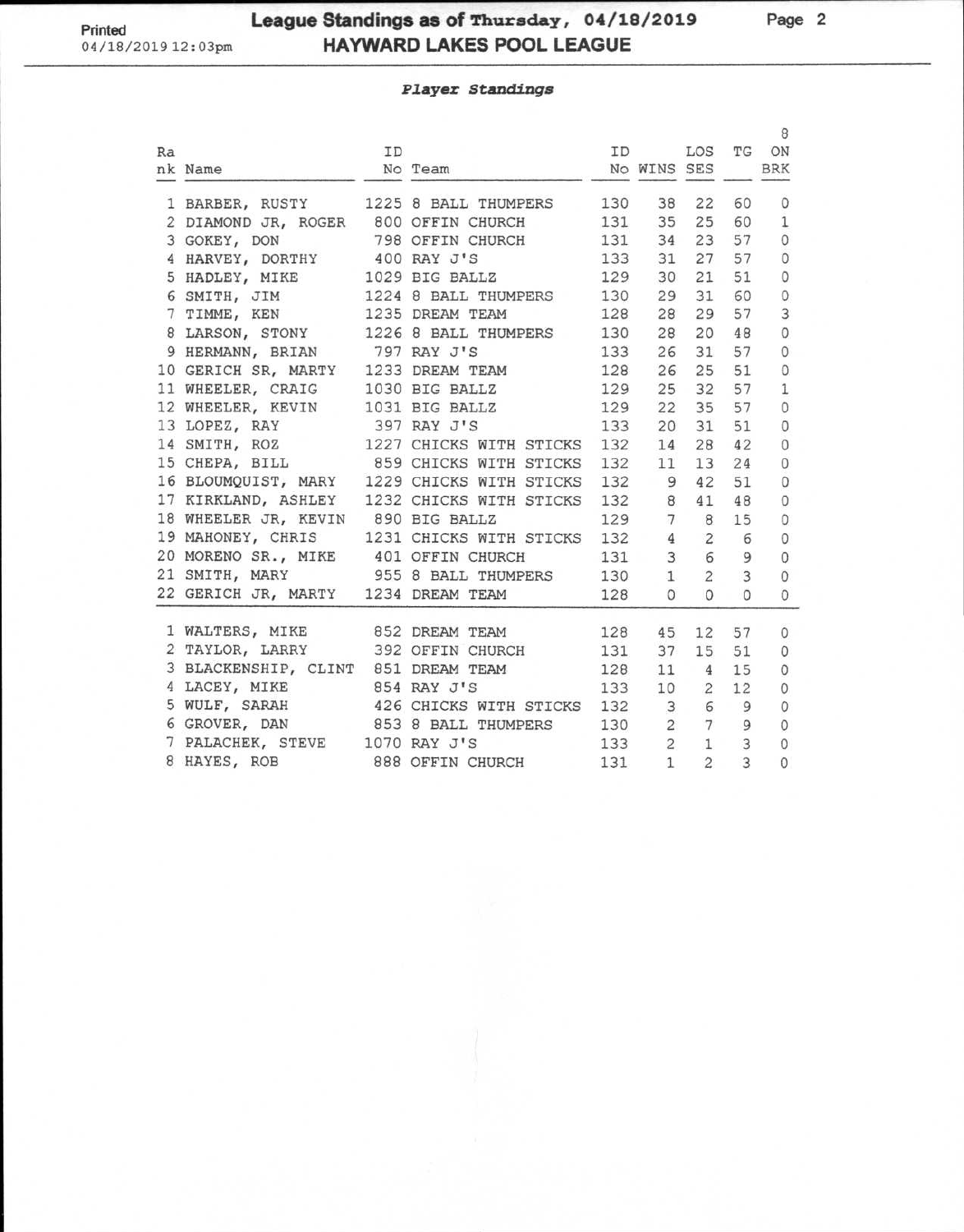# League Standings as of Thursday, 04/18/2019
## HAYWARD LAKES POOL LEAGUE

### *Player Standings*

| Rank | Name | ID No | Team | ID No | WINS | LOSSES | TG | 8 ON BRK |
|---|---|---|---|---|---|---|---|---|
| 1 | BARBER, RUSTY | 1225 | 8 BALL THUMPERS | 130 | 38 | 22 | 60 | 0 |
| 2 | DIAMOND JR, ROGER | 800 | OFFIN CHURCH | 131 | 35 | 25 | 60 | 1 |
| 3 | GOKEY, DON | 798 | OFFIN CHURCH | 131 | 34 | 23 | 57 | 0 |
| 4 | HARVEY, DORTHY | 400 | RAY J'S | 133 | 31 | 27 | 57 | 0 |
| 5 | HADLEY, MIKE | 1029 | BIG BALLZ | 129 | 30 | 21 | 51 | 0 |
| 6 | SMITH, JIM | 1224 | 8 BALL THUMPERS | 130 | 29 | 31 | 60 | 0 |
| 7 | TIMME, KEN | 1235 | DREAM TEAM | 128 | 28 | 29 | 57 | 3 |
| 8 | LARSON, STONY | 1226 | 8 BALL THUMPERS | 130 | 28 | 20 | 48 | 0 |
| 9 | HERMANN, BRIAN | 797 | RAY J'S | 133 | 26 | 31 | 57 | 0 |
| 10 | GERICH SR, MARTY | 1233 | DREAM TEAM | 128 | 26 | 25 | 51 | 0 |
| 11 | WHEELER, CRAIG | 1030 | BIG BALLZ | 129 | 25 | 32 | 57 | 1 |
| 12 | WHEELER, KEVIN | 1031 | BIG BALLZ | 129 | 22 | 35 | 57 | 0 |
| 13 | LOPEZ, RAY | 397 | RAY J'S | 133 | 20 | 31 | 51 | 0 |
| 14 | SMITH, ROZ | 1227 | CHICKS WITH STICKS | 132 | 14 | 28 | 42 | 0 |
| 15 | CHEPA, BILL | 859 | CHICKS WITH STICKS | 132 | 11 | 13 | 24 | 0 |
| 16 | BLOUMQUIST, MARY | 1229 | CHICKS WITH STICKS | 132 | 9 | 42 | 51 | 0 |
| 17 | KIRKLAND, ASHLEY | 1232 | CHICKS WITH STICKS | 132 | 8 | 41 | 48 | 0 |
| 18 | WHEELER JR, KEVIN | 890 | BIG BALLZ | 129 | 7 | 8 | 15 | 0 |
| 19 | MAHONEY, CHRIS | 1231 | CHICKS WITH STICKS | 132 | 4 | 2 | 6 | 0 |
| 20 | MORENO SR., MIKE | 401 | OFFIN CHURCH | 131 | 3 | 6 | 9 | 0 |
| 21 | SMITH, MARY | 955 | 8 BALL THUMPERS | 130 | 1 | 2 | 3 | 0 |
| 22 | GERICH JR, MARTY | 1234 | DREAM TEAM | 128 | 0 | 0 | 0 | 0 |
| 1 | WALTERS, MIKE | 852 | DREAM TEAM | 128 | 45 | 12 | 57 | 0 |
| 2 | TAYLOR, LARRY | 392 | OFFIN CHURCH | 131 | 37 | 15 | 51 | 0 |
| 3 | BLACKENSHIP, CLINT | 851 | DREAM TEAM | 128 | 11 | 4 | 15 | 0 |
| 4 | LACEY, MIKE | 854 | RAY J'S | 133 | 10 | 2 | 12 | 0 |
| 5 | WULF, SARAH | 426 | CHICKS WITH STICKS | 132 | 3 | 6 | 9 | 0 |
| 6 | GROVER, DAN | 853 | 8 BALL THUMPERS | 130 | 2 | 7 | 9 | 0 |
| 7 | PALACHEK, STEVE | 1070 | RAY J'S | 133 | 2 | 1 | 3 | 0 |
| 8 | HAYES, ROB | 888 | OFFIN CHURCH | 131 | 1 | 2 | 3 | 0 |